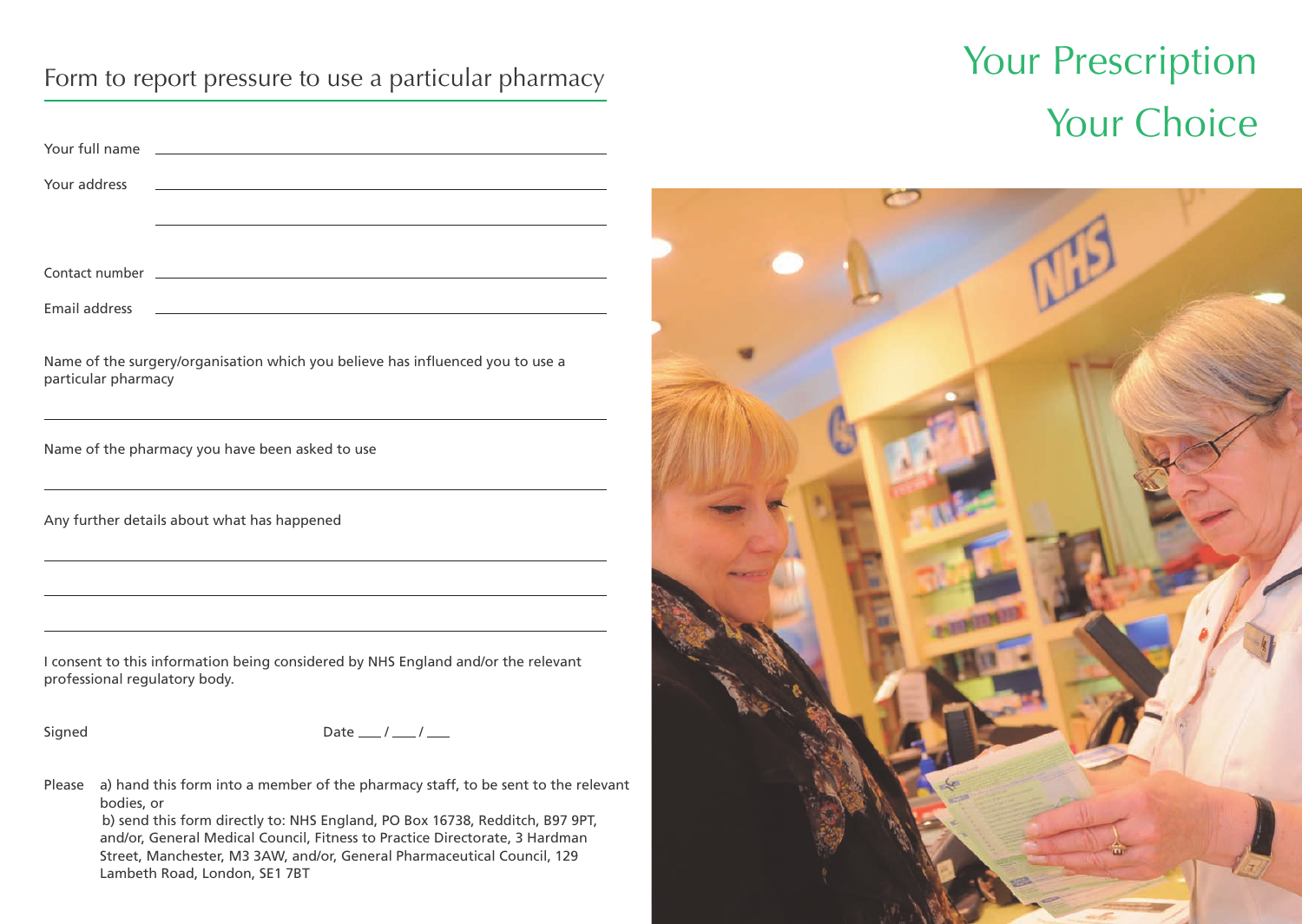# Your Prescription Your Choice

## Form to report pressure to use a particular pharmacy

Your full name \_\_\_\_\_\_\_\_\_\_\_\_\_\_\_\_\_\_\_\_\_\_\_\_\_\_\_\_\_\_\_\_\_\_\_\_\_\_\_\_\_\_\_\_

Your address \_\_\_\_\_\_\_\_\_\_\_\_\_\_\_\_\_\_\_\_\_\_\_\_\_\_\_\_\_\_\_\_\_\_\_\_\_\_\_\_\_\_\_\_

\_\_\_\_\_\_\_\_\_\_\_\_\_\_\_\_\_\_\_\_\_\_\_\_\_\_\_\_\_\_\_\_\_\_\_\_\_\_\_\_\_\_\_\_

Contact number \_\_\_\_\_\_\_\_\_\_\_\_\_\_\_\_\_\_\_\_\_\_\_\_\_\_\_\_\_\_\_\_\_\_\_\_\_\_\_\_\_\_\_\_

Email address \_\_\_\_\_\_\_\_\_\_\_\_\_\_\_\_\_\_\_\_\_\_\_\_\_\_\_\_\_\_\_\_\_\_\_\_\_\_\_\_\_\_\_\_

Name of the surgery/organisation which you believe has influenced you to use a particular pharmacy

\_\_\_\_\_\_\_\_\_\_\_\_\_\_\_\_\_\_\_\_\_\_\_\_\_\_\_\_\_\_\_\_\_\_\_\_\_\_\_\_\_\_\_\_

Name of the pharmacy you have been asked to use

\_\_\_\_\_\_\_\_\_\_\_\_\_\_\_\_\_\_\_\_\_\_\_\_\_\_\_\_\_\_\_\_\_\_\_\_\_\_\_\_\_\_\_\_

Any further details about what has happened

\_\_\_\_\_\_\_\_\_\_\_\_\_\_\_\_\_\_\_\_\_\_\_\_\_\_\_\_\_\_\_\_\_\_\_\_\_\_\_\_\_\_\_\_

\_\_\_\_\_\_\_\_\_\_\_\_\_\_\_\_\_\_\_\_\_\_\_\_\_\_\_\_\_\_\_\_\_\_\_\_\_\_\_\_\_\_\_\_

\_\_\_\_\_\_\_\_\_\_\_\_\_\_\_\_\_\_\_\_\_\_\_\_\_\_\_\_\_\_\_\_\_\_\_\_\_\_\_\_\_\_\_\_

I consent to this information being considered by NHS England and/or the relevant professional regulatory body.

Signed Date \_\_\_ / \_\_\_ / \_\_\_

Please a) hand this form into a member of the pharmacy staff, to be sent to the relevant bodies, or

b) send this form directly to: NHS England, PO Box 16738, Redditch, B97 9PT, and/or, General Medical Council, Fitness to Practice Directorate, 3 Hardman Street, Manchester, M3 3AW, and/or, General Pharmaceutical Council, 129 Lambeth Road, London, SE1 7BT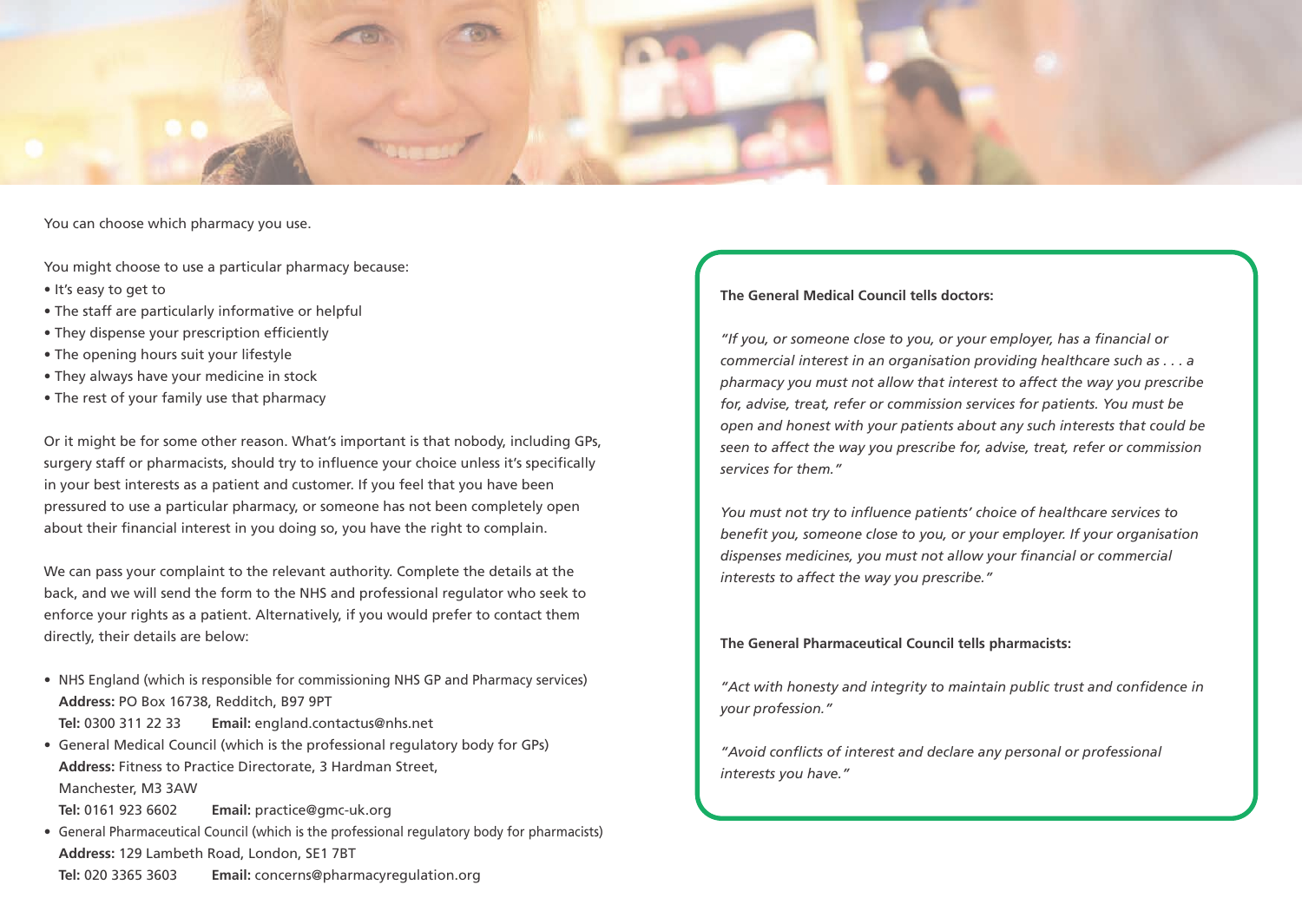You can choose which pharmacy you use.

You might choose to use a particular pharmacy because:

- It's easy to get to
- The staff are particularly informative or helpful
- They dispense your prescription efficiently
- The opening hours suit your lifestyle
- They always have your medicine in stock
- The rest of your family use that pharmacy

Or it might be for some other reason. What's important is that nobody, including GPs, surgery staff or pharmacists, should try to influence your choice unless it's specifically in your best interests as a patient and customer. If you feel that you have been pressured to use a particular pharmacy, or someone has not been completely open about their financial interest in you doing so, you have the right to complain.

We can pass your complaint to the relevant authority. Complete the details at the back, and we will send the form to the NHS and professional regulator who seek to enforce your rights as a patient. Alternatively, if you would prefer to contact them directly, their details are below:

- NHS England (which is responsible for commissioning NHS GP and Pharmacy services)
  **Address:** PO Box 16738, Redditch, B97 9PT
  **Tel:** 0300 311 22 33 **Email:** england.contactus@nhs.net
- General Medical Council (which is the professional regulatory body for GPs)
  **Address:** Fitness to Practice Directorate, 3 Hardman Street, Manchester, M3 3AW
  **Tel:** 0161 923 6602 **Email:** practice@gmc-uk.org
- General Pharmaceutical Council (which is the professional regulatory body for pharmacists)
  **Address:** 129 Lambeth Road, London, SE1 7BT
  **Tel:** 020 3365 3603 **Email:** concerns@pharmacyregulation.org

**The General Medical Council tells doctors:**

*"If you, or someone close to you, or your employer, has a financial or commercial interest in an organisation providing healthcare such as . . . a pharmacy you must not allow that interest to affect the way you prescribe for, advise, treat, refer or commission services for patients. You must be open and honest with your patients about any such interests that could be seen to affect the way you prescribe for, advise, treat, refer or commission services for them."*

*You must not try to influence patients' choice of healthcare services to benefit you, someone close to you, or your employer. If your organisation dispenses medicines, you must not allow your financial or commercial interests to affect the way you prescribe."*

**The General Pharmaceutical Council tells pharmacists:**

*"Act with honesty and integrity to maintain public trust and confidence in your profession."*

*"Avoid conflicts of interest and declare any personal or professional interests you have."*